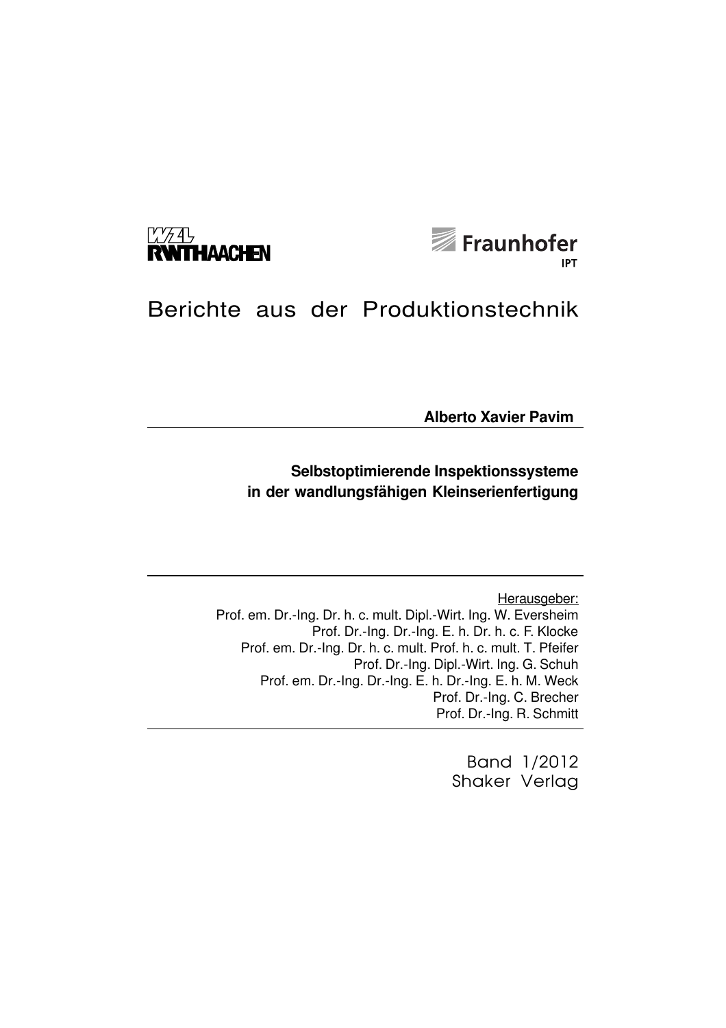WZL RWTHAACHEN

Fraunhofer IPT

# Berichte aus der Produktionstechnik

**Alberto Xavier Pavim**

## Selbstoptimierende Inspektionssysteme in der wandlungsfähigen Kleinserienfertigung

Herausgeber:

Prof. em. Dr.-Ing. Dr. h. c. mult. Dipl.-Wirt. Ing. W. Eversheim
Prof. Dr.-Ing. Dr.-Ing. E. h. Dr. h. c. F. Klocke
Prof. em. Dr.-Ing. Dr. h. c. mult. Prof. h. c. mult. T. Pfeifer
Prof. Dr.-Ing. Dipl.-Wirt. Ing. G. Schuh
Prof. em. Dr.-Ing. Dr.-Ing. E. h. Dr.-Ing. E. h. M. Weck
Prof. Dr.-Ing. C. Brecher
Prof. Dr.-Ing. R. Schmitt

Band 1/2012
Shaker Verlag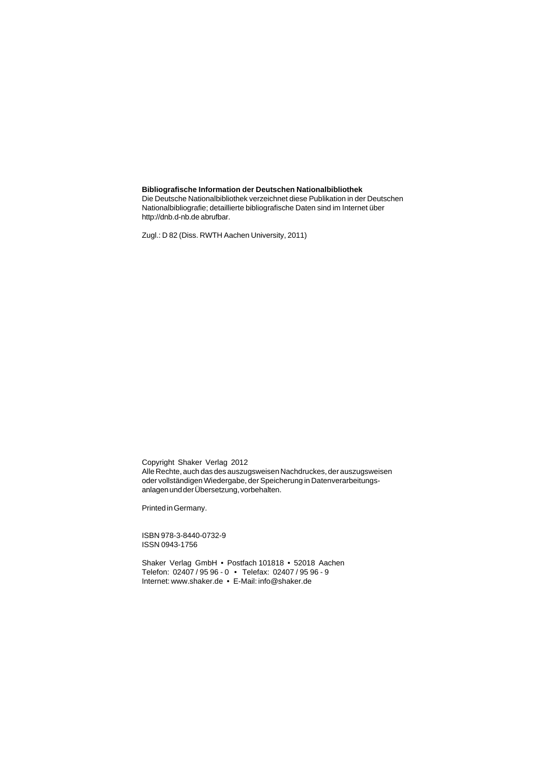**Bibliografische Information der Deutschen Nationalbibliothek**
Die Deutsche Nationalbibliothek verzeichnet diese Publikation in der Deutschen Nationalbibliografie; detaillierte bibliografische Daten sind im Internet über http://dnb.d-nb.de abrufbar.

Zugl.: D 82 (Diss. RWTH Aachen University, 2011)

Copyright Shaker Verlag 2012
Alle Rechte, auch das des auszugsweisen Nachdruckes, der auszugsweisen oder vollständigen Wiedergabe, der Speicherung in Datenverarbeitungs-anlagen und der Übersetzung, vorbehalten.

Printed in Germany.

ISBN 978-3-8440-0732-9
ISSN 0943-1756

Shaker Verlag GmbH • Postfach 101818 • 52018 Aachen
Telefon: 02407 / 95 96 - 0 • Telefax: 02407 / 95 96 - 9
Internet: www.shaker.de • E-Mail: info@shaker.de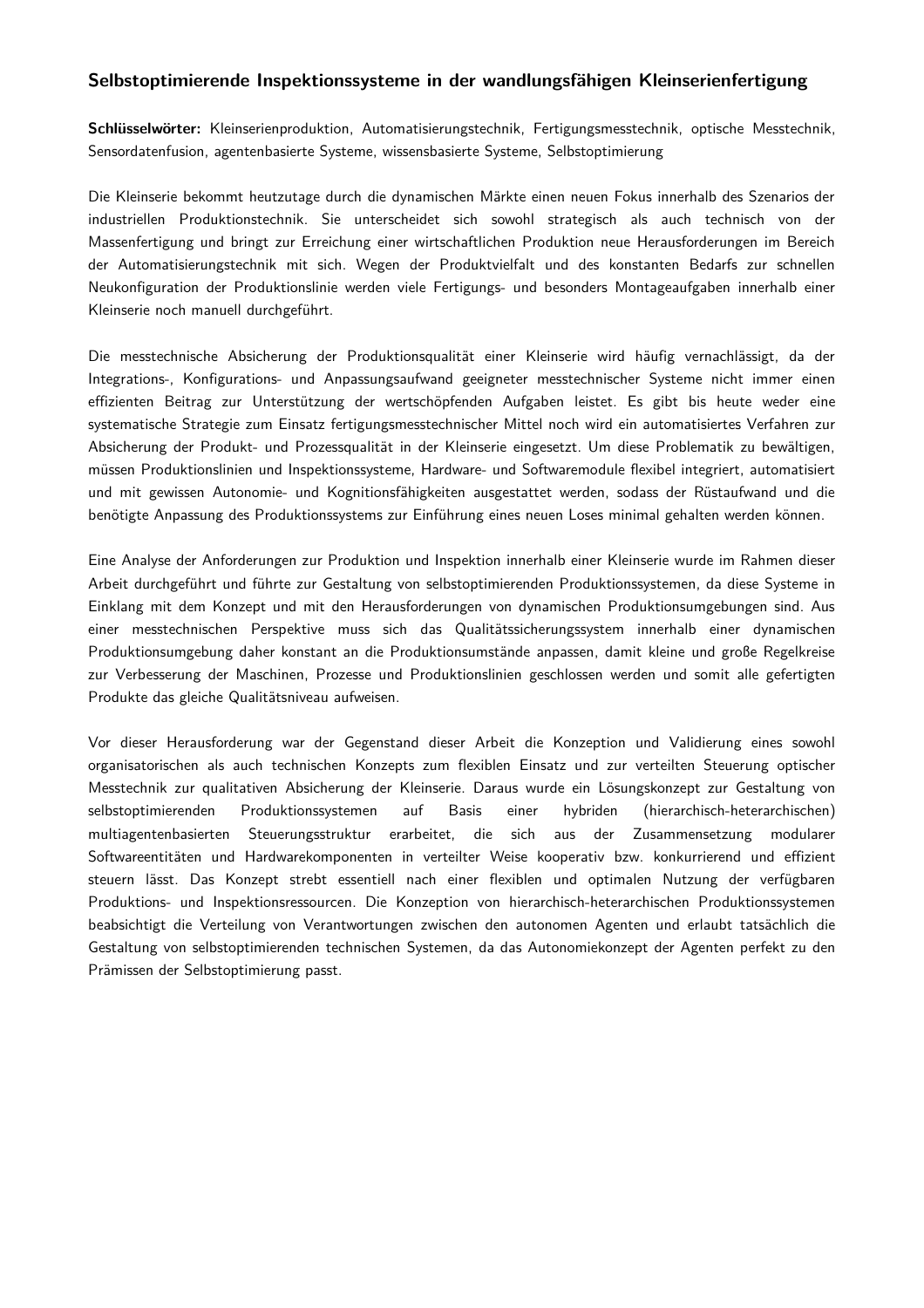## Selbstoptimierende Inspektionssysteme in der wandlungsfähigen Kleinserienfertigung

**Schlüsselwörter:** Kleinserienproduktion, Automatisierungstechnik, Fertigungsmesstechnik, optische Messtechnik, Sensordatenfusion, agentenbasierte Systeme, wissensbasierte Systeme, Selbstoptimierung

Die Kleinserie bekommt heutzutage durch die dynamischen Märkte einen neuen Fokus innerhalb des Szenarios der industriellen Produktionstechnik. Sie unterscheidet sich sowohl strategisch als auch technisch von der Massenfertigung und bringt zur Erreichung einer wirtschaftlichen Produktion neue Herausforderungen im Bereich der Automatisierungstechnik mit sich. Wegen der Produktvielfalt und des konstanten Bedarfs zur schnellen Neukonfiguration der Produktionslinie werden viele Fertigungs- und besonders Montageaufgaben innerhalb einer Kleinserie noch manuell durchgeführt.

Die messtechnische Absicherung der Produktionsqualität einer Kleinserie wird häufig vernachlässigt, da der Integrations-, Konfigurations- und Anpassungsaufwand geeigneter messtechnischer Systeme nicht immer einen effizienten Beitrag zur Unterstützung der wertschöpfenden Aufgaben leistet. Es gibt bis heute weder eine systematische Strategie zum Einsatz fertigungsmesstechnischer Mittel noch wird ein automatisiertes Verfahren zur Absicherung der Produkt- und Prozessqualität in der Kleinserie eingesetzt. Um diese Problematik zu bewältigen, müssen Produktionslinien und Inspektionssysteme, Hardware- und Softwaremodule flexibel integriert, automatisiert und mit gewissen Autonomie- und Kognitionsfähigkeiten ausgestattet werden, sodass der Rüstaufwand und die benötigte Anpassung des Produktionssystems zur Einführung eines neuen Loses minimal gehalten werden können.

Eine Analyse der Anforderungen zur Produktion und Inspektion innerhalb einer Kleinserie wurde im Rahmen dieser Arbeit durchgeführt und führte zur Gestaltung von selbstoptimierenden Produktionssystemen, da diese Systeme in Einklang mit dem Konzept und mit den Herausforderungen von dynamischen Produktionsumgebungen sind. Aus einer messtechnischen Perspektive muss sich das Qualitätssicherungssystem innerhalb einer dynamischen Produktionsumgebung daher konstant an die Produktionsumstände anpassen, damit kleine und große Regelkreise zur Verbesserung der Maschinen, Prozesse und Produktionslinien geschlossen werden und somit alle gefertigten Produkte das gleiche Qualitätsniveau aufweisen.

Vor dieser Herausforderung war der Gegenstand dieser Arbeit die Konzeption und Validierung eines sowohl organisatorischen als auch technischen Konzepts zum flexiblen Einsatz und zur verteilten Steuerung optischer Messtechnik zur qualitativen Absicherung der Kleinserie. Daraus wurde ein Lösungskonzept zur Gestaltung von selbstoptimierenden Produktionssystemen auf Basis einer hybriden (hierarchisch-heterarchischen) multiagentenbasierten Steuerungsstruktur erarbeitet, die sich aus der Zusammensetzung modularer Softwareentitäten und Hardwarekomponenten in verteilter Weise kooperativ bzw. konkurrierend und effizient steuern lässt. Das Konzept strebt essentiell nach einer flexiblen und optimalen Nutzung der verfügbaren Produktions- und Inspektionsressourcen. Die Konzeption von hierarchisch-heterarchischen Produktionssystemen beabsichtigt die Verteilung von Verantwortungen zwischen den autonomen Agenten und erlaubt tatsächlich die Gestaltung von selbstoptimierenden technischen Systemen, da das Autonomiekonzept der Agenten perfekt zu den Prämissen der Selbstoptimierung passt.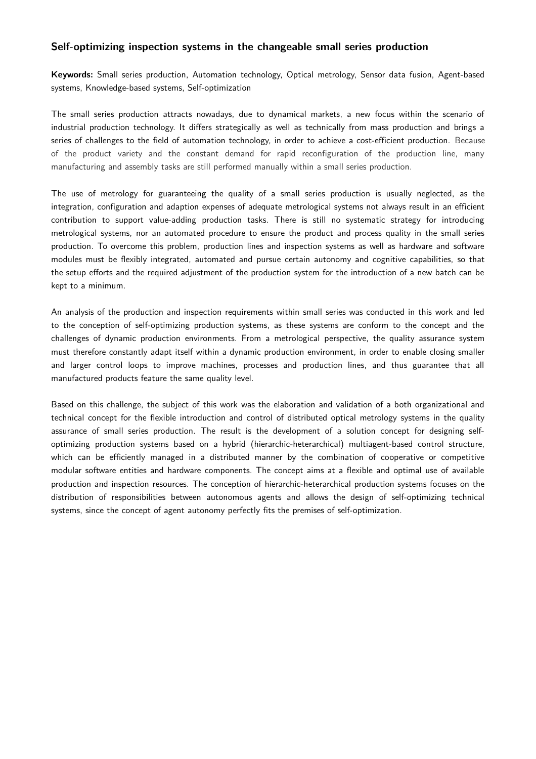### Self-optimizing inspection systems in the changeable small series production

**Keywords:** Small series production, Automation technology, Optical metrology, Sensor data fusion, Agent-based systems, Knowledge-based systems, Self-optimization

The small series production attracts nowadays, due to dynamical markets, a new focus within the scenario of industrial production technology. It differs strategically as well as technically from mass production and brings a series of challenges to the field of automation technology, in order to achieve a cost-efficient production. Because of the product variety and the constant demand for rapid reconfiguration of the production line, many manufacturing and assembly tasks are still performed manually within a small series production.

The use of metrology for guaranteeing the quality of a small series production is usually neglected, as the integration, configuration and adaption expenses of adequate metrological systems not always result in an efficient contribution to support value-adding production tasks. There is still no systematic strategy for introducing metrological systems, nor an automated procedure to ensure the product and process quality in the small series production. To overcome this problem, production lines and inspection systems as well as hardware and software modules must be flexibly integrated, automated and pursue certain autonomy and cognitive capabilities, so that the setup efforts and the required adjustment of the production system for the introduction of a new batch can be kept to a minimum.

An analysis of the production and inspection requirements within small series was conducted in this work and led to the conception of self-optimizing production systems, as these systems are conform to the concept and the challenges of dynamic production environments. From a metrological perspective, the quality assurance system must therefore constantly adapt itself within a dynamic production environment, in order to enable closing smaller and larger control loops to improve machines, processes and production lines, and thus guarantee that all manufactured products feature the same quality level.

Based on this challenge, the subject of this work was the elaboration and validation of a both organizational and technical concept for the flexible introduction and control of distributed optical metrology systems in the quality assurance of small series production. The result is the development of a solution concept for designing self-optimizing production systems based on a hybrid (hierarchic-heterarchical) multiagent-based control structure, which can be efficiently managed in a distributed manner by the combination of cooperative or competitive modular software entities and hardware components. The concept aims at a flexible and optimal use of available production and inspection resources. The conception of hierarchic-heterarchical production systems focuses on the distribution of responsibilities between autonomous agents and allows the design of self-optimizing technical systems, since the concept of agent autonomy perfectly fits the premises of self-optimization.